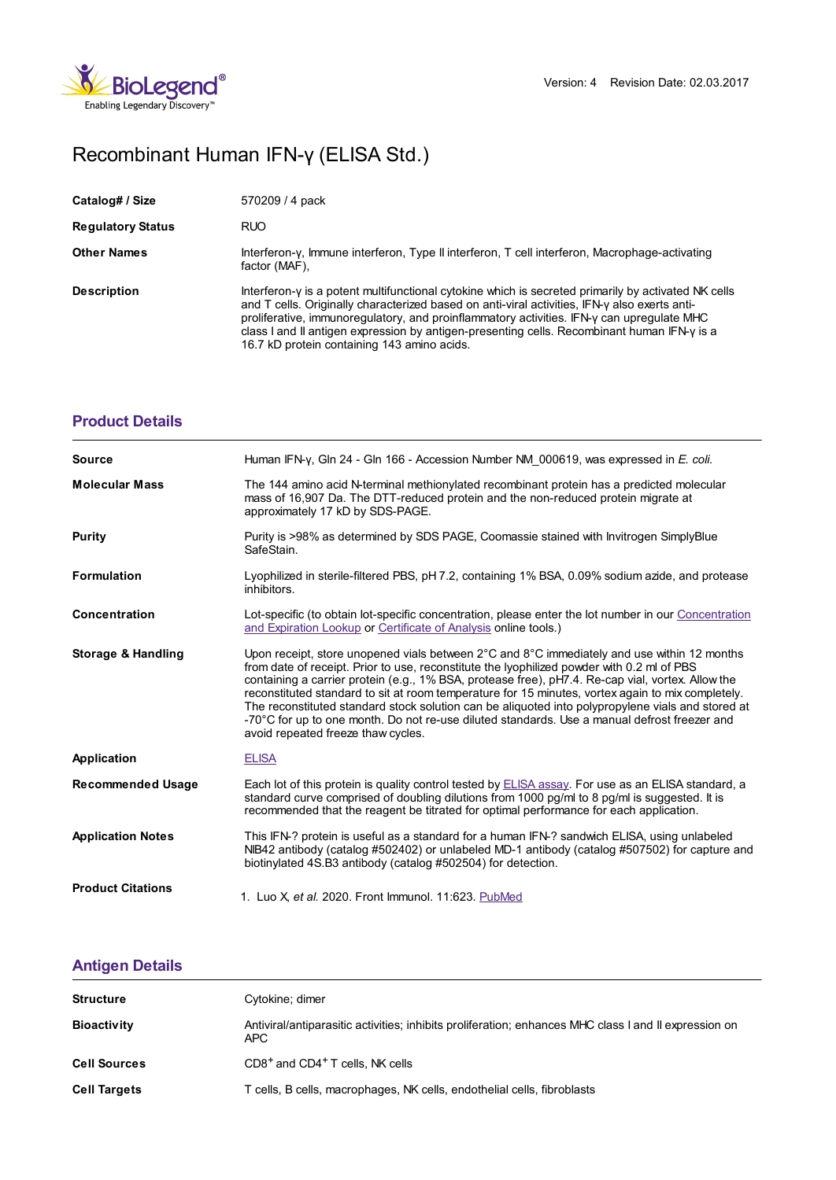Version: 4 Revision Date: 02.03.2017

# Recombinant Human IFN-γ (ELISA Std.)

| | |
|---|---|
| **Catalog# / Size** | 570209 / 4 pack |
| **Regulatory Status** | RUO |
| **Other Names** | Interferon-γ, Immune interferon, Type II interferon, T cell interferon, Macrophage-activating factor (MAF), |
| **Description** | Interferon-γ is a potent multifunctional cytokine which is secreted primarily by activated NK cells and T cells. Originally characterized based on anti-viral activities, IFN-γ also exerts anti-proliferative, immunoregulatory, and proinflammatory activities. IFN-γ can upregulate MHC class I and II antigen expression by antigen-presenting cells. Recombinant human IFN-γ is a 16.7 kD protein containing 143 amino acids. |

## Product Details

| | |
|---|---|
| **Source** | Human IFN-γ, Gln 24 - Gln 166 - Accession Number NM_000619, was expressed in *E. coli.* |
| **Molecular Mass** | The 144 amino acid N-terminal methionylated recombinant protein has a predicted molecular mass of 16,907 Da. The DTT-reduced protein and the non-reduced protein migrate at approximately 17 kD by SDS-PAGE. |
| **Purity** | Purity is >98% as determined by SDS PAGE, Coomassie stained with Invitrogen SimplyBlue SafeStain. |
| **Formulation** | Lyophilized in sterile-filtered PBS, pH 7.2, containing 1% BSA, 0.09% sodium azide, and protease inhibitors. |
| **Concentration** | Lot-specific (to obtain lot-specific concentration, please enter the lot number in our Concentration and Expiration Lookup or Certificate of Analysis online tools.) |
| **Storage & Handling** | Upon receipt, store unopened vials between 2°C and 8°C immediately and use within 12 months from date of receipt. Prior to use, reconstitute the lyophilized powder with 0.2 ml of PBS containing a carrier protein (e.g., 1% BSA, protease free), pH7.4. Re-cap vial, vortex. Allow the reconstituted standard to sit at room temperature for 15 minutes, vortex again to mix completely. The reconstituted standard stock solution can be aliquoted into polypropylene vials and stored at -70°C for up to one month. Do not re-use diluted standards. Use a manual defrost freezer and avoid repeated freeze thaw cycles. |
| **Application** | ELISA |
| **Recommended Usage** | Each lot of this protein is quality control tested by ELISA assay. For use as an ELISA standard, a standard curve comprised of doubling dilutions from 1000 pg/ml to 8 pg/ml is suggested. It is recommended that the reagent be titrated for optimal performance for each application. |
| **Application Notes** | This IFN-? protein is useful as a standard for a human IFN-? sandwich ELISA, using unlabeled NIB42 antibody (catalog #502402) or unlabeled MD-1 antibody (catalog #507502) for capture and biotinylated 4S.B3 antibody (catalog #502504) for detection. |
| **Product Citations** | 1. Luo X, *et al.* 2020. Front Immunol. 11:623. PubMed |

## Antigen Details

| | |
|---|---|
| **Structure** | Cytokine; dimer |
| **Bioactivity** | Antiviral/antiparasitic activities; inhibits proliferation; enhances MHC class I and II expression on APC |
| **Cell Sources** | $CD8^+$ and $CD4^+$ T cells, NK cells |
| **Cell Targets** | T cells, B cells, macrophages, NK cells, endothelial cells, fibroblasts |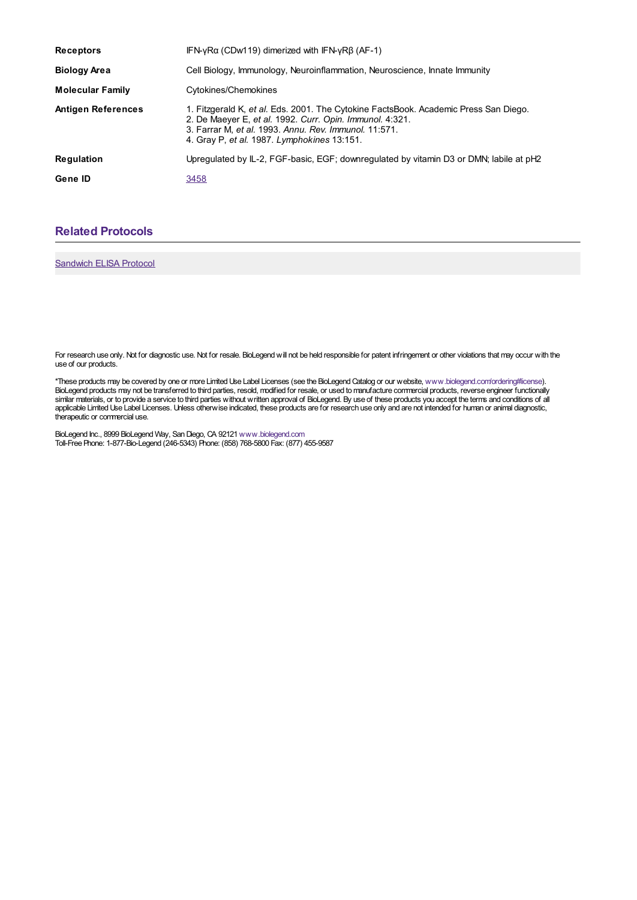| | |
|---|---|
| **Receptors** | IFN-γRα (CDw119) dimerized with IFN-γRβ (AF-1) |
| **Biology Area** | Cell Biology, Immunology, Neuroinflammation, Neuroscience, Innate Immunity |
| **Molecular Family** | Cytokines/Chemokines |
| **Antigen References** | 1. Fitzgerald K, *et al.* Eds. 2001. The Cytokine FactsBook. Academic Press San Diego.<br>2. De Maeyer E, *et al.* 1992. *Curr. Opin. Immunol.* 4:321.<br>3. Farrar M, *et al.* 1993. *Annu. Rev. Immunol.* 11:571.<br>4. Gray P, *et al.* 1987. *Lymphokines* 13:151. |
| **Regulation** | Upregulated by IL-2, FGF-basic, EGF; downregulated by vitamin D3 or DMN; labile at pH2 |
| **Gene ID** | 3458 |

## Related Protocols

Sandwich ELISA Protocol

For research use only. Not for diagnostic use. Not for resale. BioLegend will not be held responsible for patent infringement or other violations that may occur with the use of our products.

*These products may be covered by one or more Limited Use Label Licenses (see the BioLegend Catalog or our website, www.biolegend.com/ordering#license). BioLegend products may not be transferred to third parties, resold, modified for resale, or used to manufacture commercial products, reverse engineer functionally similar materials, or to provide a service to third parties without written approval of BioLegend. By use of these products you accept the terms and conditions of all applicable Limited Use Label Licenses. Unless otherwise indicated, these products are for research use only and are not intended for human or animal diagnostic, therapeutic or commercial use.

BioLegend Inc., 8999 BioLegend Way, San Diego, CA 92121 www.biolegend.com
Toll-Free Phone: 1-877-Bio-Legend (246-5343) Phone: (858) 768-5800 Fax: (877) 455-9587